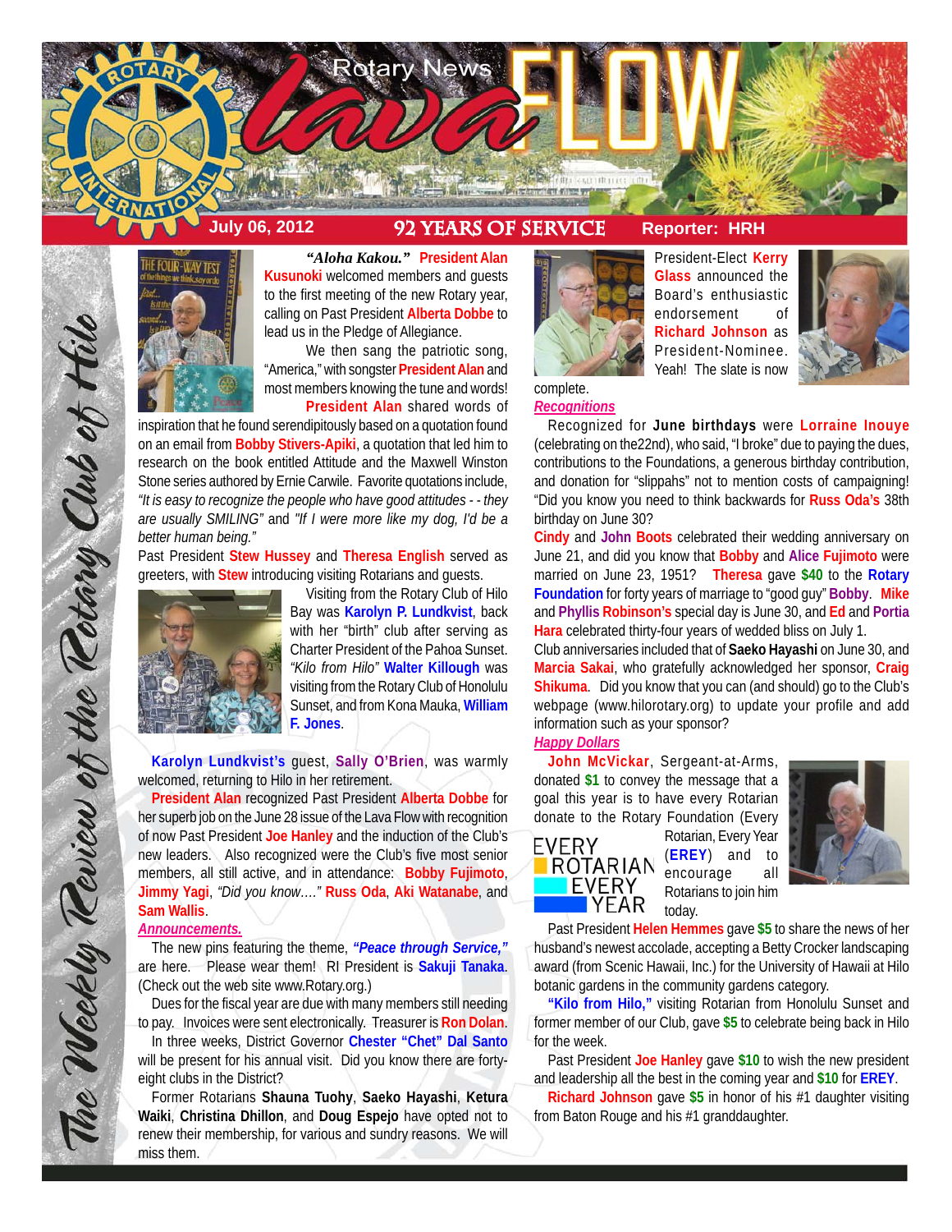# Rotary News Lava FLOW

**July 06, 2012** | **92 YEARS OF SERVICE** | **Reporter: HRH**

*The Weekly Review of the Rotary Club of Hilo*

***"Aloha Kakou."*** **President Alan Kusunoki** welcomed members and guests to the first meeting of the new Rotary year, calling on Past President **Alberta Dobbe** to lead us in the Pledge of Allegiance.

We then sang the patriotic song, "America," with songster **President Alan** and most members knowing the tune and words!

**President Alan** shared words of inspiration that he found serendipitously based on a quotation found on an email from **Bobby Stivers-Apiki**, a quotation that led him to research on the book entitled Attitude and the Maxwell Winston Stone series authored by Ernie Carwile. Favorite quotations include, *"It is easy to recognize the people who have good attitudes - - they are usually SMILING"* and *"If I were more like my dog, I'd be a better human being."*

Past President **Stew Hussey** and **Theresa English** served as greeters, with **Stew** introducing visiting Rotarians and guests.

Visiting from the Rotary Club of Hilo Bay was **Karolyn P. Lundkvist**, back with her "birth" club after serving as Charter President of the Pahoa Sunset. *"Kilo from Hilo"* **Walter Killough** was visiting from the Rotary Club of Honolulu Sunset, and from Kona Mauka, **William F. Jones**.

**Karolyn Lundkvist's** guest, **Sally O'Brien**, was warmly welcomed, returning to Hilo in her retirement.

**President Alan** recognized Past President **Alberta Dobbe** for her superb job on the June 28 issue of the Lava Flow with recognition of now Past President **Joe Hanley** and the induction of the Club's new leaders. Also recognized were the Club's five most senior members, all still active, and in attendance: **Bobby Fujimoto**, **Jimmy Yagi**, *"Did you know…."* **Russ Oda**, **Aki Watanabe**, and **Sam Wallis**.

***Announcements.***

The new pins featuring the theme, ***"Peace through Service,"*** are here. Please wear them! RI President is **Sakuji Tanaka**. (Check out the web site www.Rotary.org.)

Dues for the fiscal year are due with many members still needing to pay. Invoices were sent electronically. Treasurer is **Ron Dolan**.

In three weeks, District Governor **Chester "Chet" Dal Santo** will be present for his annual visit. Did you know there are forty-eight clubs in the District?

Former Rotarians **Shauna Tuohy**, **Saeko Hayashi**, **Ketura Waiki**, **Christina Dhillon**, and **Doug Espejo** have opted not to renew their membership, for various and sundry reasons. We will miss them.

President-Elect **Kerry Glass** announced the Board's enthusiastic endorsement of **Richard Johnson** as President-Nominee. Yeah! The slate is now complete.

***Recognitions***

Recognized for **June birthdays** were **Lorraine Inouye** (celebrating on the22nd), who said, "I bow" due to paying the dues, contributions to the Foundations, a generous birthday contribution, and donation for "slippahs" not to mention costs of campaigning! "Did you know you need to think backwards for **Russ Oda's** 38th birthday on June 30?

**Cindy** and **John Boots** celebrated their wedding anniversary on June 21, and did you know that **Bobby** and **Alice Fujimoto** were married on June 23, 1951? **Theresa** gave **$40** to the **Rotary Foundation** for forty years of marriage to "good guy" **Bobby**. **Mike** and **Phyllis Robinson's** special day is June 30, and **Ed** and **Portia Hara** celebrated thirty-four years of wedded bliss on July 1.

Club anniversaries included that of **Saeko Hayashi** on June 30, and **Marcia Sakai**, who gratefully acknowledged her sponsor, **Craig Shikuma**. Did you know that you can (and should) go to the Club's webpage (www.hilorotary.org) to update your profile and add information such as your sponsor?

***Happy Dollars***

**John McVickar**, Sergeant-at-Arms, donated **$1** to convey the message that a goal this year is to have every Rotarian donate to the Rotary Foundation (Every Rotarian, Every Year (**EREY**) and to encourage all Rotarians to join him today.

EVERY ROTARIAN EVERY YEAR

Past President **Helen Hemmes** gave **$5** to share the news of her husband's newest accolade, accepting a Betty Crocker landscaping award (from Scenic Hawaii, Inc.) for the University of Hawaii at Hilo botanic gardens in the community gardens category.

**"Kilo from Hilo,"** visiting Rotarian from Honolulu Sunset and former member of our Club, gave **$5** to celebrate being back in Hilo for the week.

Past President **Joe Hanley** gave **$10** to wish the new president and leadership all the best in the coming year and **$10** for **EREY**.

**Richard Johnson** gave **$5** in honor of his #1 daughter visiting from Baton Rouge and his #1 granddaughter.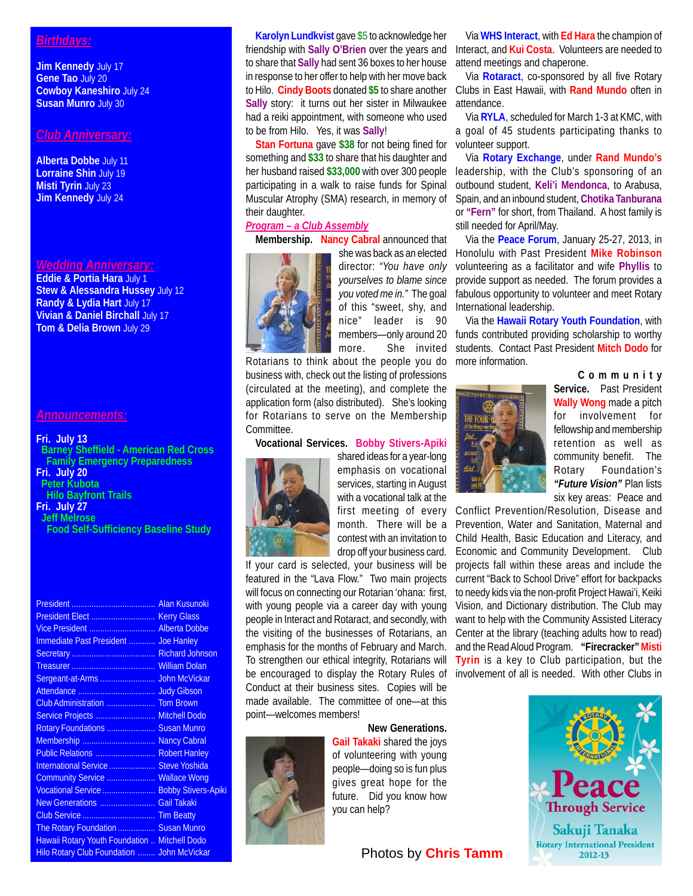## Birthdays:

**Jim Kennedy** July 17
**Gene Tao** July 20
**Cowboy Kaneshiro** July 24
**Susan Munro** July 30

## Club Anniversary:

**Alberta Dobbe** July 11
**Lorraine Shin** July 19
**Misti Tyrin** July 23
**Jim Kennedy** July 24

## Wedding Anniversary:

**Eddie & Portia Hara** July 1
**Stew & Alessandra Hussey** July 12
**Randy & Lydia Hart** July 17
**Vivian & Daniel Birchall** July 17
**Tom & Delia Brown** July 29

## Announcements:

**Fri. July 13**
Barney Sheffield - American Red Cross
Family Emergency Preparedness
**Fri. July 20**
Peter Kubota
Hilo Bayfront Trails
**Fri. July 27**
Jeff Melrose
Food Self-Sufficiency Baseline Study

| Office | Name |
|---|---|
| President | Alan Kusunoki |
| President Elect | Kerry Glass |
| Vice President | Alberta Dobbe |
| Immediate Past President | Joe Hanley |
| Secretary | Richard Johnson |
| Treasurer | William Dolan |
| Sergeant-at-Arms | John McVickar |
| Attendance | Judy Gibson |
| Club Administration | Tom Brown |
| Service Projects | Mitchell Dodo |
| Rotary Foundations | Susan Munro |
| Membership | Nancy Cabral |
| Public Relations | Robert Hanley |
| International Service | Steve Yoshida |
| Community Service | Wallace Wong |
| Vocational Service | Bobby Stivers-Apiki |
| New Generations | Gail Takaki |
| Club Service | Tim Beatty |
| The Rotary Foundation | Susan Munro |
| Hawaii Rotary Youth Foundation | Mitchell Dodo |
| Hilo Rotary Club Foundation | John McVickar |

**Karolyn Lundkvist** gave $5 to acknowledge her friendship with **Sally O'Brien** over the years and to share that **Sally** had sent 36 boxes to her house in response to her offer to help with her move back to Hilo. **Cindy Boots** donated **$5** to share another **Sally** story: it turns out her sister in Milwaukee had a reiki appointment, with someone who used to be from Hilo. Yes, it was **Sally**!

**Stan Fortuna** gave **$38** for not being fined for something and **$33** to share that his daughter and her husband raised **$33,000** with over 300 people participating in a walk to raise funds for Spinal Muscular Atrophy (SMA) research, in memory of their daughter.

## Program – a Club Assembly

**Membership.** **Nancy Cabral** announced that she was back as an elected director: *"You have only yourselves to blame since you voted me in."* The goal of this "sweet, shy, and nice" leader is 90 members—only around 20 more. She invited Rotarians to think about the people you do business with, check out the listing of professions (circulated at the meeting), and complete the application form (also distributed). She's looking for Rotarians to serve on the Membership Committee.

**Vocational Services.** **Bobby Stivers-Apiki** shared ideas for a year-long emphasis on vocational services, starting in August with a vocational talk at the first meeting of every month. There will be a contest with an invitation to drop off your business card. If your card is selected, your business will be featured in the "Lava Flow." Two main projects will focus on connecting our Rotarian 'ohana: first, with young people via a career day with young people in Interact and Rotaract, and secondly, with the visiting of the businesses of Rotarians, an emphasis for the months of February and March. To strengthen our ethical integrity, Rotarians will be encouraged to display the Rotary Rules of Conduct at their business sites. Copies will be made available. The committee of one—at this point—welcomes members!

**New Generations.** **Gail Takaki** shared the joys of volunteering with young people—doing so is fun plus gives great hope for the future. Did you know how you can help?

Via **WHS Interact**, with **Ed Hara** the champion of Interact, and **Kui Costa**. Volunteers are needed to attend meetings and chaperone.

Via **Rotaract**, co-sponsored by all five Rotary Clubs in East Hawaii, with **Rand Mundo** often in attendance.

Via **RYLA**, scheduled for March 1-3 at KMC, with a goal of 45 students participating thanks to volunteer support.

Via **Rotary Exchange**, under **Rand Mundo's** leadership, with the Club's sponsoring of an outbound student, **Keli'i Mendonca**, to Arabusa, Spain, and an inbound student, **Chotika Tanburana** or **"Fern"** for short, from Thailand. A host family is still needed for April/May.

Via the **Peace Forum**, January 25-27, 2013, in Honolulu with Past President **Mike Robinson** volunteering as a facilitator and wife **Phyllis** to provide support as needed. The forum provides a fabulous opportunity to volunteer and meet Rotary International leadership.

Via the **Hawaii Rotary Youth Foundation**, with funds contributed providing scholarship to worthy students. Contact Past President **Mitch Dodo** for more information.

**Community Service.** Past President **Wally Wong** made a pitch for involvement for fellowship and membership retention as well as community benefit. The Rotary Foundation's ***"Future Vision"*** Plan lists six key areas: Peace and Conflict Prevention/Resolution, Disease and Prevention, Water and Sanitation, Maternal and Child Health, Basic Education and Literacy, and Economic and Community Development. Club projects fall within these areas and include the current "Back to School Drive" effort for backpacks to needy kids via the non-profit Project Hawai'i, Keiki Vision, and Dictionary distribution. The Club may want to help with the Community Assisted Literacy Center at the library (teaching adults how to read) and the Read Aloud Program. **"Firecracker" Misti Tyrin** is a key to Club participation, but the involvement of all is needed. With other Clubs in

Photos by **Chris Tamm**

Peace Through Service
Sakuji Tanaka
Rotary International President 2012-13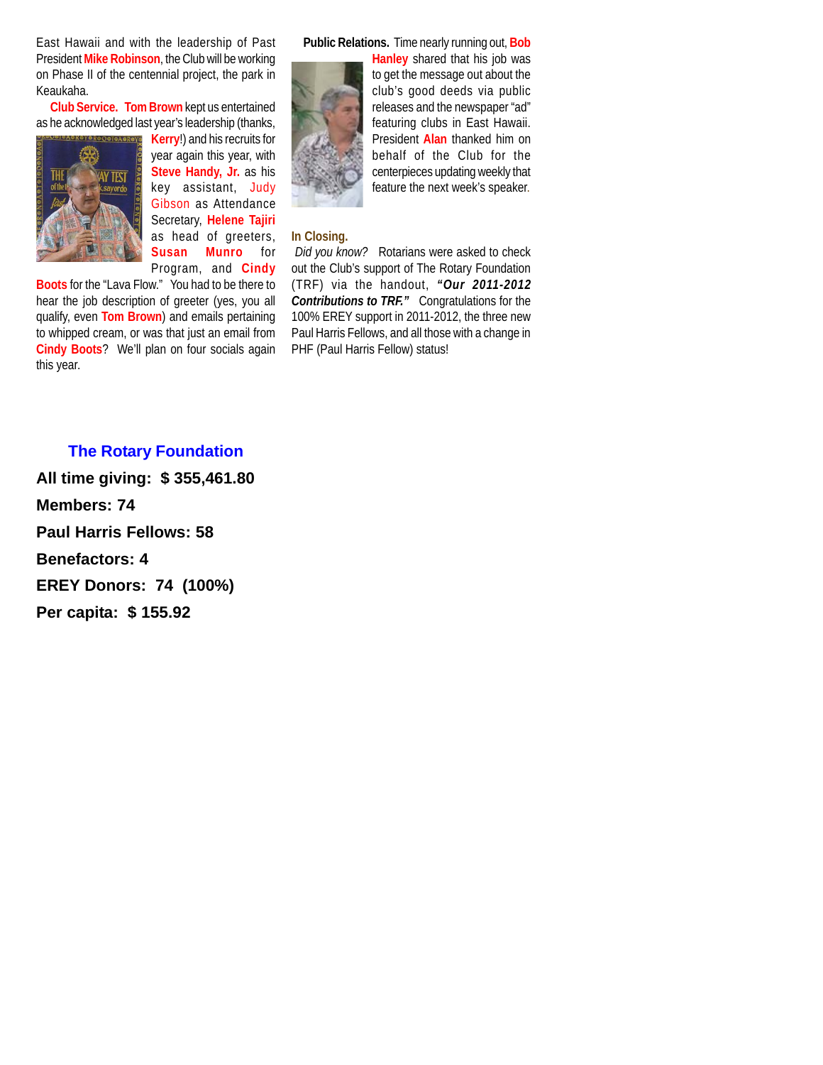East Hawaii and with the leadership of Past President **Mike Robinson**, the Club will be working on Phase II of the centennial project, the park in Keaukaha.

**Club Service. Tom Brown** kept us entertained as he acknowledged last year's leadership (thanks, **Kerry**!) and his recruits for year again this year, with **Steve Handy, Jr.** as his key assistant, Judy Gibson as Attendance Secretary, **Helene Tajiri** as head of greeters, **Susan Munro** for Program, and **Cindy Boots** for the "Lava Flow." You had to be there to hear the job description of greeter (yes, you all qualify, even **Tom Brown**) and emails pertaining to whipped cream, or was that just an email from **Cindy Boots**? We'll plan on four socials again this year.

**Public Relations.** Time nearly running out, **Bob Hanley** shared that his job was to get the message out about the club's good deeds via public releases and the newspaper "ad" featuring clubs in East Hawaii. President **Alan** thanked him on behalf of the Club for the centerpieces updating weekly that feature the next week's speaker.

**In Closing.**

*Did you know?* Rotarians were asked to check out the Club's support of The Rotary Foundation (TRF) via the handout, ***"Our 2011-2012 Contributions to TRF."*** Congratulations for the 100% EREY support in 2011-2012, the three new Paul Harris Fellows, and all those with a change in PHF (Paul Harris Fellow) status!

## The Rotary Foundation

**All time giving: $ 355,461.80**

**Members: 74**

**Paul Harris Fellows: 58**

**Benefactors: 4**

**EREY Donors: 74 (100%)**

**Per capita: $ 155.92**